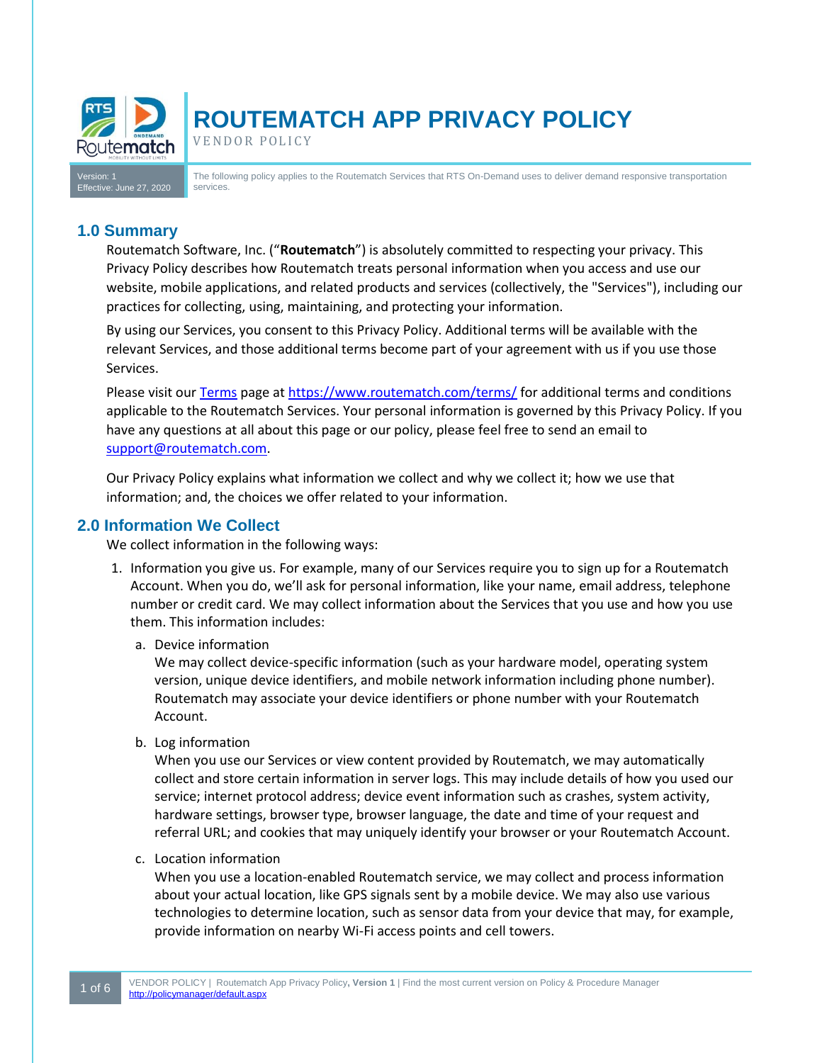# ROUTEMATCH APP PRIVACY POLICY

VENDOR POLICY

Version: 1
Effective: June 27, 2020

The following policy applies to the Routematch Services that RTS On-Demand uses to deliver demand responsive transportation services.

## 1.0 Summary

Routematch Software, Inc. ("**Routematch**") is absolutely committed to respecting your privacy. This Privacy Policy describes how Routematch treats personal information when you access and use our website, mobile applications, and related products and services (collectively, the "Services"), including our practices for collecting, using, maintaining, and protecting your information.

By using our Services, you consent to this Privacy Policy. Additional terms will be available with the relevant Services, and those additional terms become part of your agreement with us if you use those Services.

Please visit our [Terms](https://www.routematch.com/terms/) page at https://www.routematch.com/terms/ for additional terms and conditions applicable to the Routematch Services. Your personal information is governed by this Privacy Policy. If you have any questions at all about this page or our policy, please feel free to send an email to support@routematch.com.

Our Privacy Policy explains what information we collect and why we collect it; how we use that information; and, the choices we offer related to your information.

## 2.0 Information We Collect

We collect information in the following ways:

1. Information you give us. For example, many of our Services require you to sign up for a Routematch Account. When you do, we'll ask for personal information, like your name, email address, telephone number or credit card. We may collect information about the Services that you use and how you use them. This information includes:

   a. Device information
      We may collect device-specific information (such as your hardware model, operating system version, unique device identifiers, and mobile network information including phone number). Routematch may associate your device identifiers or phone number with your Routematch Account.

   b. Log information
      When you use our Services or view content provided by Routematch, we may automatically collect and store certain information in server logs. This may include details of how you used our service; internet protocol address; device event information such as crashes, system activity, hardware settings, browser type, browser language, the date and time of your request and referral URL; and cookies that may uniquely identify your browser or your Routematch Account.

   c. Location information
      When you use a location-enabled Routematch service, we may collect and process information about your actual location, like GPS signals sent by a mobile device. We may also use various technologies to determine location, such as sensor data from your device that may, for example, provide information on nearby Wi-Fi access points and cell towers.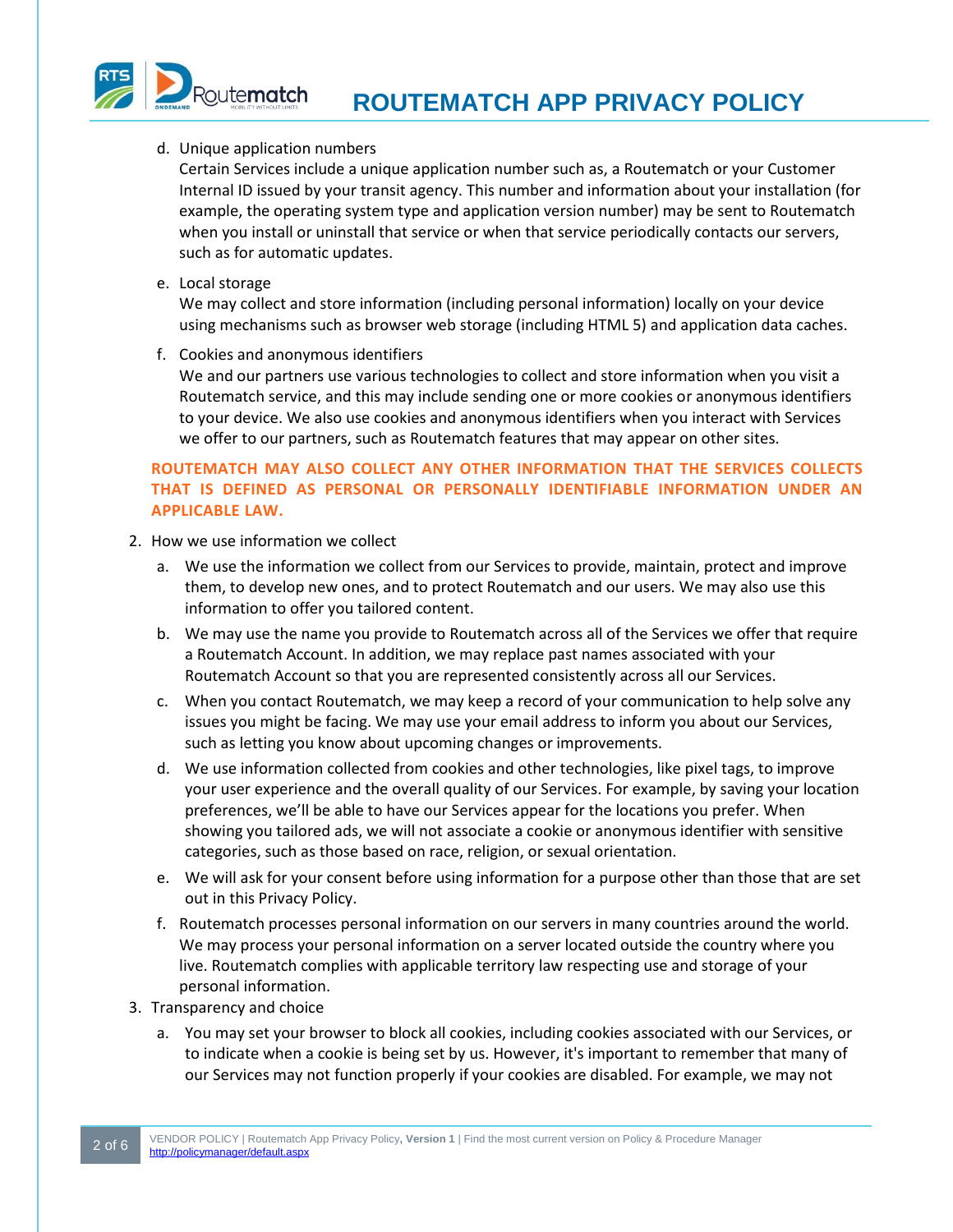d. Unique application numbers
   Certain Services include a unique application number such as, a Routematch or your Customer Internal ID issued by your transit agency. This number and information about your installation (for example, the operating system type and application version number) may be sent to Routematch when you install or uninstall that service or when that service periodically contacts our servers, such as for automatic updates.

e. Local storage
   We may collect and store information (including personal information) locally on your device using mechanisms such as browser web storage (including HTML 5) and application data caches.

f. Cookies and anonymous identifiers
   We and our partners use various technologies to collect and store information when you visit a Routematch service, and this may include sending one or more cookies or anonymous identifiers to your device. We also use cookies and anonymous identifiers when you interact with Services we offer to our partners, such as Routematch features that may appear on other sites.

**ROUTEMATCH MAY ALSO COLLECT ANY OTHER INFORMATION THAT THE SERVICES COLLECTS THAT IS DEFINED AS PERSONAL OR PERSONALLY IDENTIFIABLE INFORMATION UNDER AN APPLICABLE LAW.**

2. How we use information we collect
   a. We use the information we collect from our Services to provide, maintain, protect and improve them, to develop new ones, and to protect Routematch and our users. We may also use this information to offer you tailored content.
   b. We may use the name you provide to Routematch across all of the Services we offer that require a Routematch Account. In addition, we may replace past names associated with your Routematch Account so that you are represented consistently across all our Services.
   c. When you contact Routematch, we may keep a record of your communication to help solve any issues you might be facing. We may use your email address to inform you about our Services, such as letting you know about upcoming changes or improvements.
   d. We use information collected from cookies and other technologies, like pixel tags, to improve your user experience and the overall quality of our Services. For example, by saving your location preferences, we'll be able to have our Services appear for the locations you prefer. When showing you tailored ads, we will not associate a cookie or anonymous identifier with sensitive categories, such as those based on race, religion, or sexual orientation.
   e. We will ask for your consent before using information for a purpose other than those that are set out in this Privacy Policy.
   f. Routematch processes personal information on our servers in many countries around the world. We may process your personal information on a server located outside the country where you live. Routematch complies with applicable territory law respecting use and storage of your personal information.
3. Transparency and choice
   a. You may set your browser to block all cookies, including cookies associated with our Services, or to indicate when a cookie is being set by us. However, it's important to remember that many of our Services may not function properly if your cookies are disabled. For example, we may not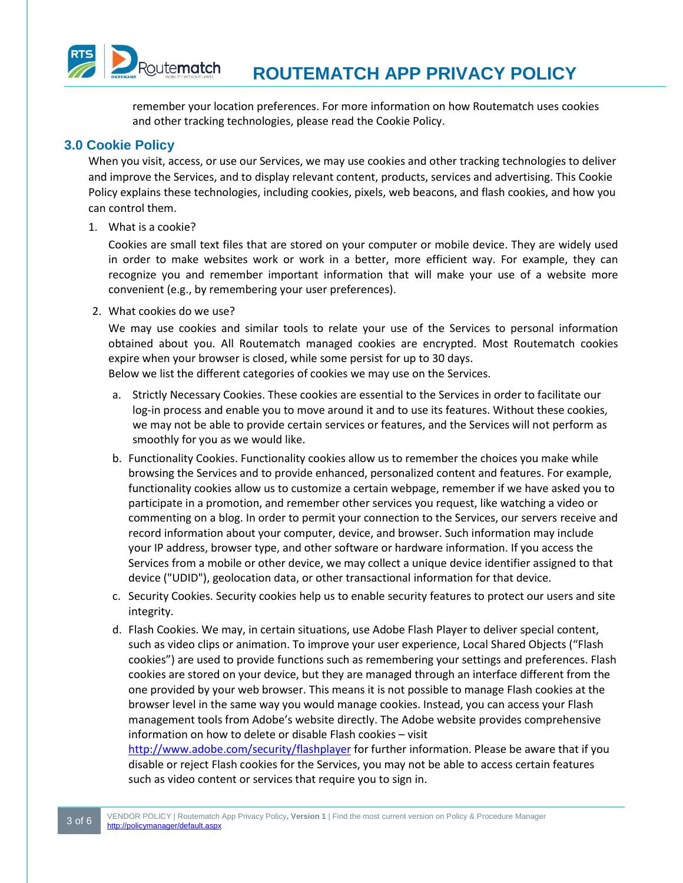remember your location preferences. For more information on how Routematch uses cookies and other tracking technologies, please read the Cookie Policy.

## 3.0 Cookie Policy

When you visit, access, or use our Services, we may use cookies and other tracking technologies to deliver and improve the Services, and to display relevant content, products, services and advertising. This Cookie Policy explains these technologies, including cookies, pixels, web beacons, and flash cookies, and how you can control them.

1. What is a cookie?

   Cookies are small text files that are stored on your computer or mobile device. They are widely used in order to make websites work or work in a better, more efficient way. For example, they can recognize you and remember important information that will make your use of a website more convenient (e.g., by remembering your user preferences).

2. What cookies do we use?

   We may use cookies and similar tools to relate your use of the Services to personal information obtained about you. All Routematch managed cookies are encrypted. Most Routematch cookies expire when your browser is closed, while some persist for up to 30 days.
   Below we list the different categories of cookies we may use on the Services.

   a. Strictly Necessary Cookies. These cookies are essential to the Services in order to facilitate our log-in process and enable you to move around it and to use its features. Without these cookies, we may not be able to provide certain services or features, and the Services will not perform as smoothly for you as we would like.

   b. Functionality Cookies. Functionality cookies allow us to remember the choices you make while browsing the Services and to provide enhanced, personalized content and features. For example, functionality cookies allow us to customize a certain webpage, remember if we have asked you to participate in a promotion, and remember other services you request, like watching a video or commenting on a blog. In order to permit your connection to the Services, our servers receive and record information about your computer, device, and browser. Such information may include your IP address, browser type, and other software or hardware information. If you access the Services from a mobile or other device, we may collect a unique device identifier assigned to that device ("UDID"), geolocation data, or other transactional information for that device.

   c. Security Cookies. Security cookies help us to enable security features to protect our users and site integrity.

   d. Flash Cookies. We may, in certain situations, use Adobe Flash Player to deliver special content, such as video clips or animation. To improve your user experience, Local Shared Objects ("Flash cookies") are used to provide functions such as remembering your settings and preferences. Flash cookies are stored on your device, but they are managed through an interface different from the one provided by your web browser. This means it is not possible to manage Flash cookies at the browser level in the same way you would manage cookies. Instead, you can access your Flash management tools from Adobe's website directly. The Adobe website provides comprehensive information on how to delete or disable Flash cookies – visit http://www.adobe.com/security/flashplayer for further information. Please be aware that if you disable or reject Flash cookies for the Services, you may not be able to access certain features such as video content or services that require you to sign in.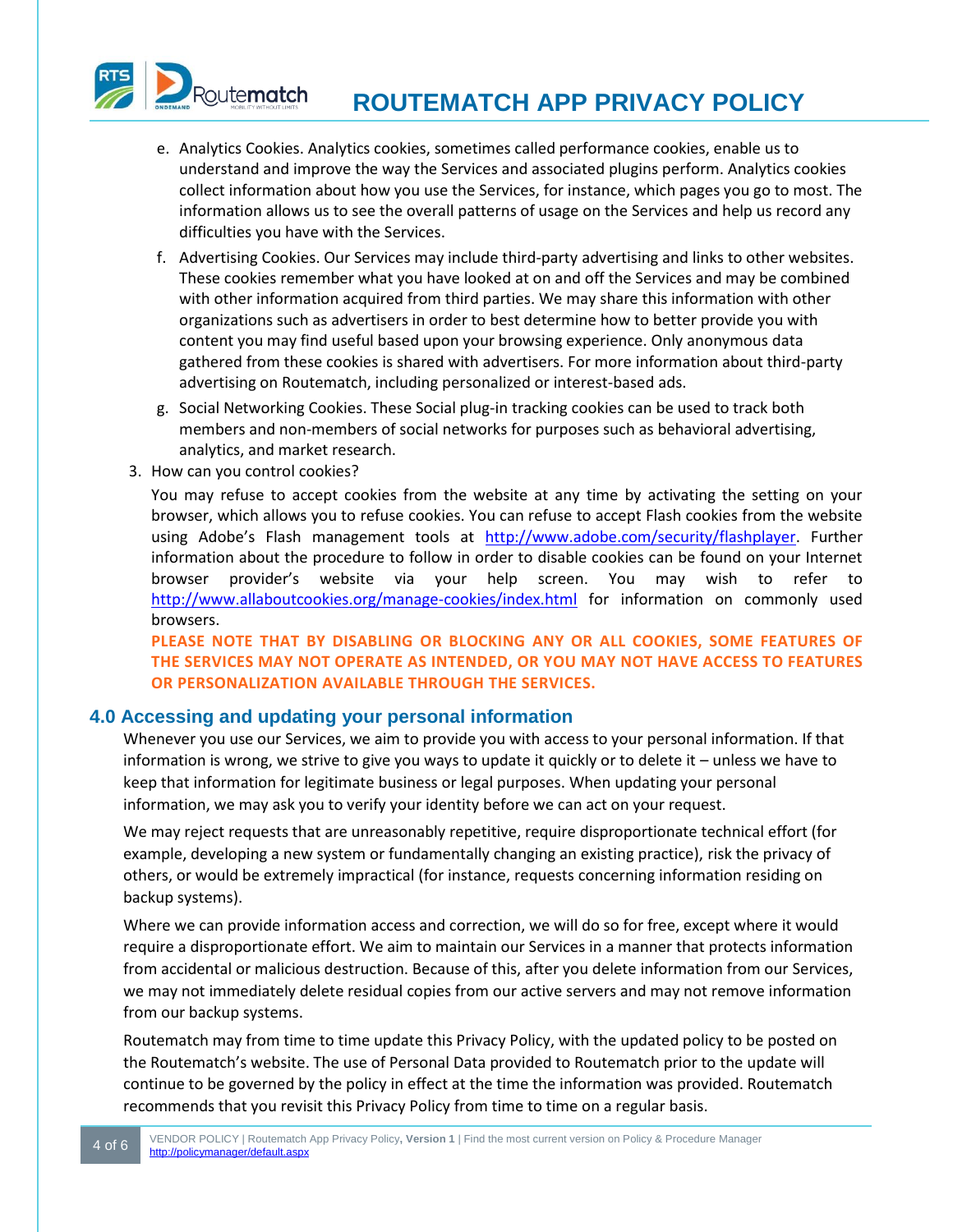e. Analytics Cookies. Analytics cookies, sometimes called performance cookies, enable us to understand and improve the way the Services and associated plugins perform. Analytics cookies collect information about how you use the Services, for instance, which pages you go to most. The information allows us to see the overall patterns of usage on the Services and help us record any difficulties you have with the Services.

f. Advertising Cookies. Our Services may include third-party advertising and links to other websites. These cookies remember what you have looked at on and off the Services and may be combined with other information acquired from third parties. We may share this information with other organizations such as advertisers in order to best determine how to better provide you with content you may find useful based upon your browsing experience. Only anonymous data gathered from these cookies is shared with advertisers. For more information about third-party advertising on Routematch, including personalized or interest-based ads.

g. Social Networking Cookies. These Social plug-in tracking cookies can be used to track both members and non-members of social networks for purposes such as behavioral advertising, analytics, and market research.

3. How can you control cookies?

   You may refuse to accept cookies from the website at any time by activating the setting on your browser, which allows you to refuse cookies. You can refuse to accept Flash cookies from the website using Adobe's Flash management tools at http://www.adobe.com/security/flashplayer. Further information about the procedure to follow in order to disable cookies can be found on your Internet browser provider's website via your help screen. You may wish to refer to http://www.allaboutcookies.org/manage-cookies/index.html for information on commonly used browsers.

   **PLEASE NOTE THAT BY DISABLING OR BLOCKING ANY OR ALL COOKIES, SOME FEATURES OF THE SERVICES MAY NOT OPERATE AS INTENDED, OR YOU MAY NOT HAVE ACCESS TO FEATURES OR PERSONALIZATION AVAILABLE THROUGH THE SERVICES.**

## 4.0 Accessing and updating your personal information

Whenever you use our Services, we aim to provide you with access to your personal information. If that information is wrong, we strive to give you ways to update it quickly or to delete it – unless we have to keep that information for legitimate business or legal purposes. When updating your personal information, we may ask you to verify your identity before we can act on your request.

We may reject requests that are unreasonably repetitive, require disproportionate technical effort (for example, developing a new system or fundamentally changing an existing practice), risk the privacy of others, or would be extremely impractical (for instance, requests concerning information residing on backup systems).

Where we can provide information access and correction, we will do so for free, except where it would require a disproportionate effort. We aim to maintain our Services in a manner that protects information from accidental or malicious destruction. Because of this, after you delete information from our Services, we may not immediately delete residual copies from our active servers and may not remove information from our backup systems.

Routematch may from time to time update this Privacy Policy, with the updated policy to be posted on the Routematch's website. The use of Personal Data provided to Routematch prior to the update will continue to be governed by the policy in effect at the time the information was provided. Routematch recommends that you revisit this Privacy Policy from time to time on a regular basis.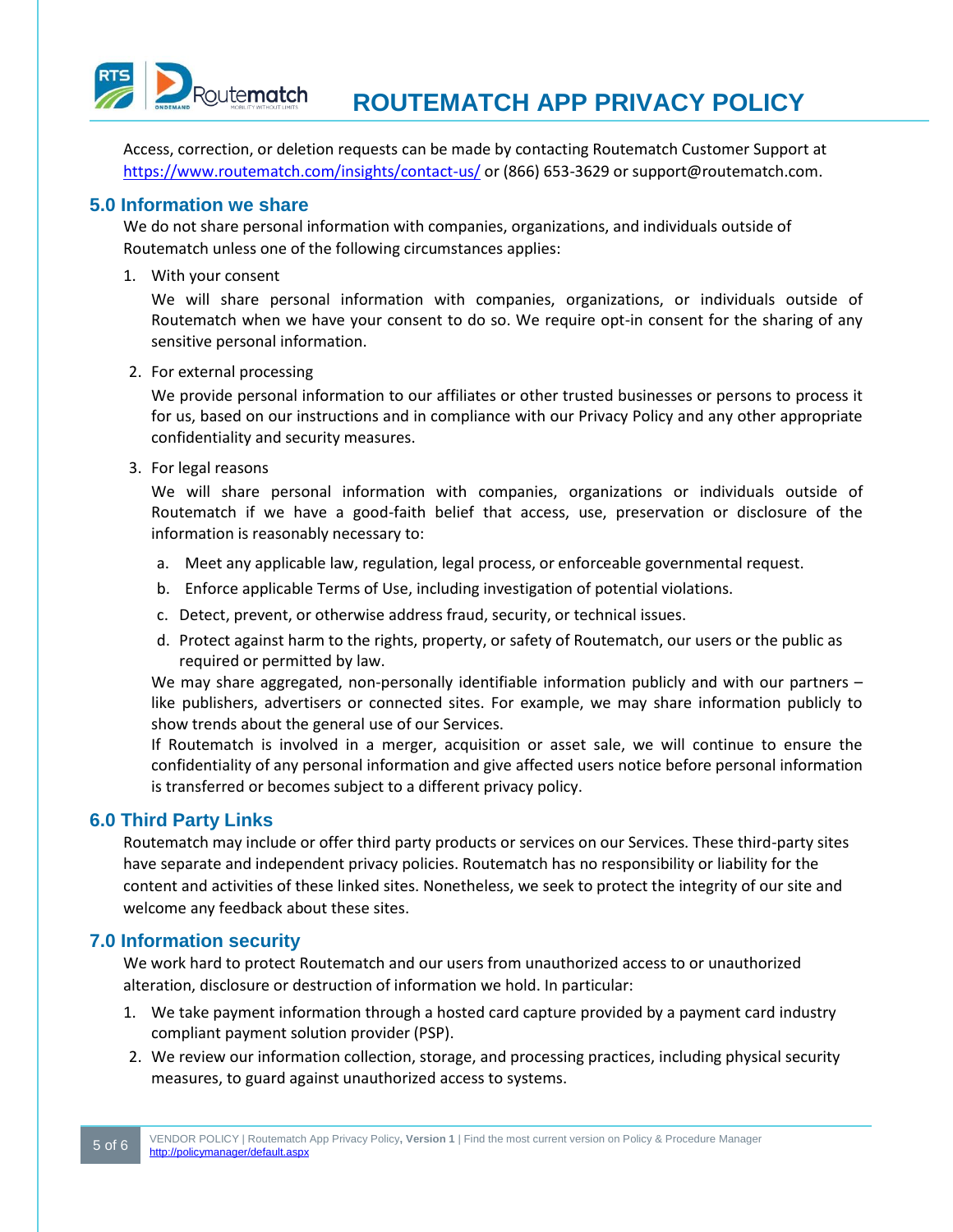Access, correction, or deletion requests can be made by contacting Routematch Customer Support at https://www.routematch.com/insights/contact-us/ or (866) 653-3629 or support@routematch.com.

## 5.0 Information we share

We do not share personal information with companies, organizations, and individuals outside of Routematch unless one of the following circumstances applies:

1. With your consent

   We will share personal information with companies, organizations, or individuals outside of Routematch when we have your consent to do so. We require opt-in consent for the sharing of any sensitive personal information.

2. For external processing

   We provide personal information to our affiliates or other trusted businesses or persons to process it for us, based on our instructions and in compliance with our Privacy Policy and any other appropriate confidentiality and security measures.

3. For legal reasons

   We will share personal information with companies, organizations or individuals outside of Routematch if we have a good-faith belief that access, use, preservation or disclosure of the information is reasonably necessary to:

   a. Meet any applicable law, regulation, legal process, or enforceable governmental request.
   b. Enforce applicable Terms of Use, including investigation of potential violations.
   c. Detect, prevent, or otherwise address fraud, security, or technical issues.
   d. Protect against harm to the rights, property, or safety of Routematch, our users or the public as required or permitted by law.

   We may share aggregated, non-personally identifiable information publicly and with our partners – like publishers, advertisers or connected sites. For example, we may share information publicly to show trends about the general use of our Services.

   If Routematch is involved in a merger, acquisition or asset sale, we will continue to ensure the confidentiality of any personal information and give affected users notice before personal information is transferred or becomes subject to a different privacy policy.

## 6.0 Third Party Links

Routematch may include or offer third party products or services on our Services. These third-party sites have separate and independent privacy policies. Routematch has no responsibility or liability for the content and activities of these linked sites. Nonetheless, we seek to protect the integrity of our site and welcome any feedback about these sites.

## 7.0 Information security

We work hard to protect Routematch and our users from unauthorized access to or unauthorized alteration, disclosure or destruction of information we hold. In particular:

1. We take payment information through a hosted card capture provided by a payment card industry compliant payment solution provider (PSP).
2. We review our information collection, storage, and processing practices, including physical security measures, to guard against unauthorized access to systems.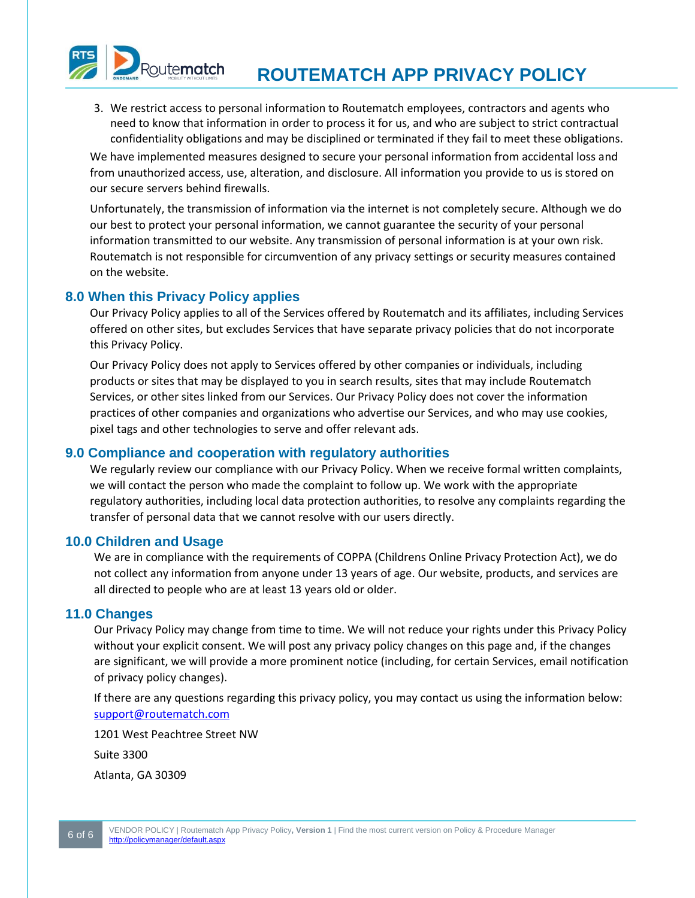3. We restrict access to personal information to Routematch employees, contractors and agents who need to know that information in order to process it for us, and who are subject to strict contractual confidentiality obligations and may be disciplined or terminated if they fail to meet these obligations.

We have implemented measures designed to secure your personal information from accidental loss and from unauthorized access, use, alteration, and disclosure. All information you provide to us is stored on our secure servers behind firewalls.

Unfortunately, the transmission of information via the internet is not completely secure. Although we do our best to protect your personal information, we cannot guarantee the security of your personal information transmitted to our website. Any transmission of personal information is at your own risk. Routematch is not responsible for circumvention of any privacy settings or security measures contained on the website.

## 8.0 When this Privacy Policy applies

Our Privacy Policy applies to all of the Services offered by Routematch and its affiliates, including Services offered on other sites, but excludes Services that have separate privacy policies that do not incorporate this Privacy Policy.

Our Privacy Policy does not apply to Services offered by other companies or individuals, including products or sites that may be displayed to you in search results, sites that may include Routematch Services, or other sites linked from our Services. Our Privacy Policy does not cover the information practices of other companies and organizations who advertise our Services, and who may use cookies, pixel tags and other technologies to serve and offer relevant ads.

## 9.0 Compliance and cooperation with regulatory authorities

We regularly review our compliance with our Privacy Policy. When we receive formal written complaints, we will contact the person who made the complaint to follow up. We work with the appropriate regulatory authorities, including local data protection authorities, to resolve any complaints regarding the transfer of personal data that we cannot resolve with our users directly.

## 10.0 Children and Usage

We are in compliance with the requirements of COPPA (Childrens Online Privacy Protection Act), we do not collect any information from anyone under 13 years of age. Our website, products, and services are all directed to people who are at least 13 years old or older.

## 11.0 Changes

Our Privacy Policy may change from time to time. We will not reduce your rights under this Privacy Policy without your explicit consent. We will post any privacy policy changes on this page and, if the changes are significant, we will provide a more prominent notice (including, for certain Services, email notification of privacy policy changes).

If there are any questions regarding this privacy policy, you may contact us using the information below:
support@routematch.com

1201 West Peachtree Street NW

Suite 3300

Atlanta, GA 30309